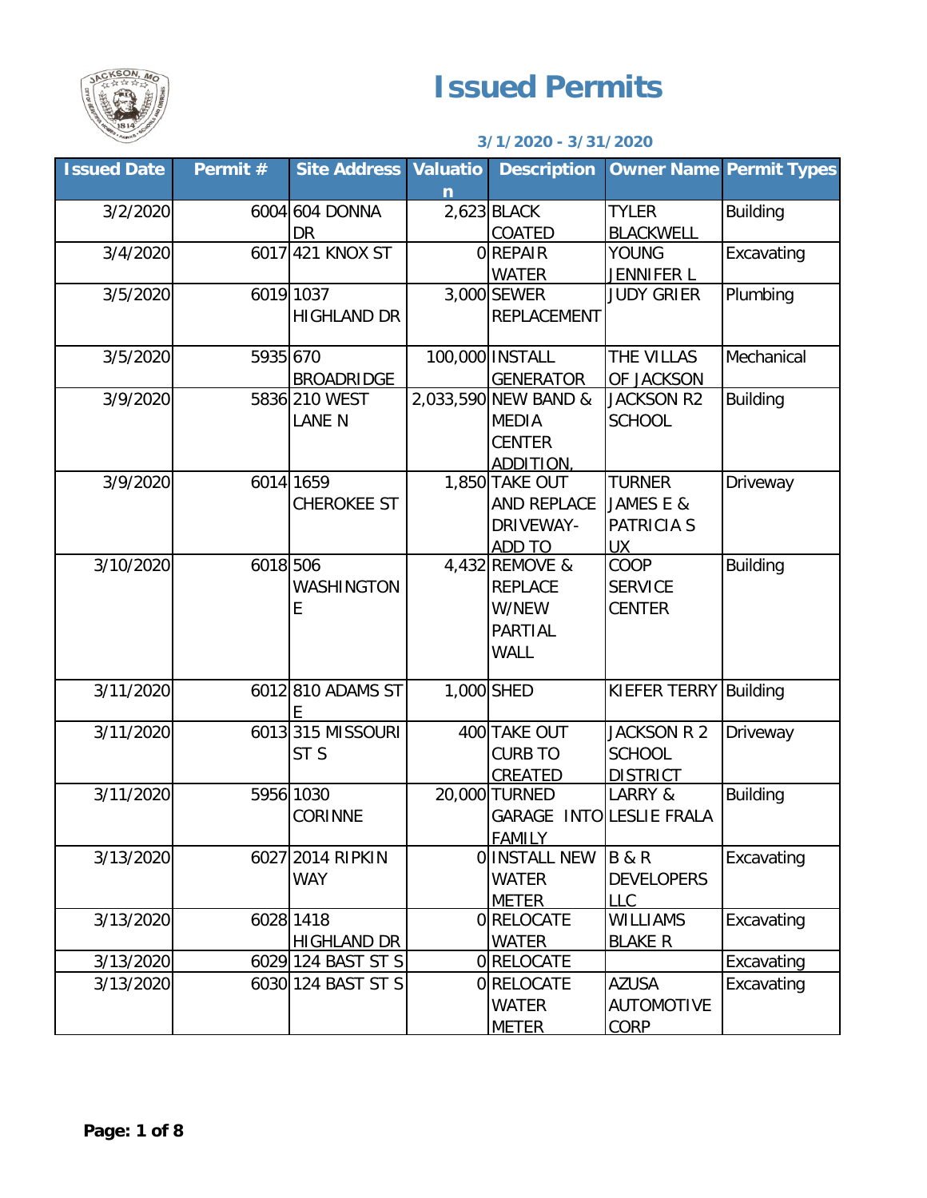# Issued Permits

**3/1/2020 - 3/31/2020**

| Issued Date | Permit # | Site Address | Valuation | Description | Owner Name | Permit Types |
|---|---|---|---|---|---|---|
| 3/2/2020 | 6004 | 604 DONNA DR | 2,623 | BLACK COATED | TYLER BLACKWELL | Building |
| 3/4/2020 | 6017 | 421 KNOX ST | 0 | REPAIR WATER | YOUNG JENNIFER L | Excavating |
| 3/5/2020 | 6019 | 1037 HIGHLAND DR | 3,000 | SEWER REPLACEMENT | JUDY GRIER | Plumbing |
| 3/5/2020 | 5935 | 670 BROADRIDGE | 100,000 | INSTALL GENERATOR | THE VILLAS OF JACKSON | Mechanical |
| 3/9/2020 | 5836 | 210 WEST LANE N | 2,033,590 | NEW BAND & MEDIA CENTER ADDITION, | JACKSON R2 SCHOOL | Building |
| 3/9/2020 | 6014 | 1659 CHEROKEE ST | 1,850 | TAKE OUT AND REPLACE DRIVEWAY- ADD TO | TURNER JAMES E & PATRICIA S UX | Driveway |
| 3/10/2020 | 6018 | 506 WASHINGTON E | 4,432 | REMOVE & REPLACE W/NEW PARTIAL WALL | COOP SERVICE CENTER | Building |
| 3/11/2020 | 6012 | 810 ADAMS ST E | 1,000 | SHED | KIEFER TERRY | Building |
| 3/11/2020 | 6013 | 315 MISSOURI ST S | 400 | TAKE OUT CURB TO CREATED | JACKSON R 2 SCHOOL DISTRICT | Driveway |
| 3/11/2020 | 5956 | 1030 CORINNE | 20,000 | TURNED GARAGE INTO FAMILY | LARRY & LESLIE FRALA | Building |
| 3/13/2020 | 6027 | 2014 RIPKIN WAY | 0 | INSTALL NEW WATER METER | B & R DEVELOPERS LLC | Excavating |
| 3/13/2020 | 6028 | 1418 HIGHLAND DR | 0 | RELOCATE WATER | WILLIAMS BLAKE R | Excavating |
| 3/13/2020 | 6029 | 124 BAST ST S | 0 | RELOCATE | | Excavating |
| 3/13/2020 | 6030 | 124 BAST ST S | 0 | RELOCATE WATER METER | AZUSA AUTOMOTIVE CORP | Excavating |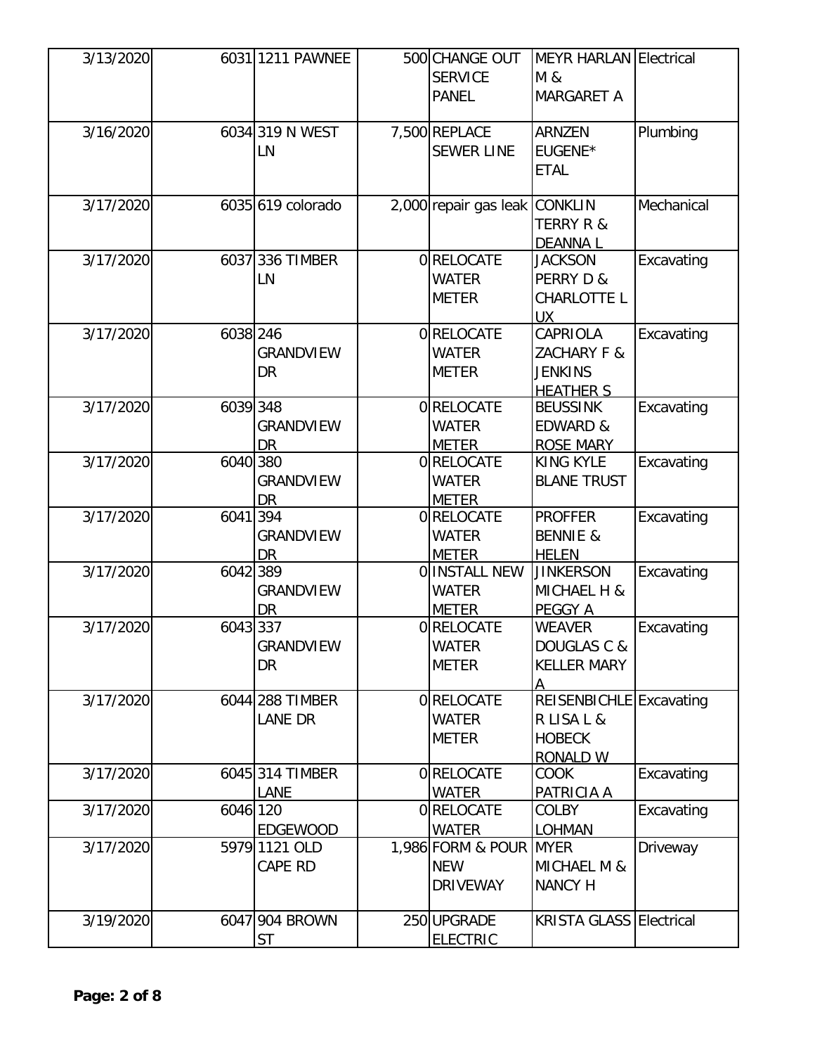| | | | | | | |
|---|---|---|---|---|---|---|
| 3/13/2020 | 6031 | 1211 PAWNEE | 500 | CHANGE OUT SERVICE PANEL | MEYR HARLAN M & MARGARET A | Electrical |
| 3/16/2020 | 6034 | 319 N WEST LN | 7,500 | REPLACE SEWER LINE | ARNZEN EUGENE* ETAL | Plumbing |
| 3/17/2020 | 6035 | 619 colorado | 2,000 | repair gas leak | CONKLIN TERRY R & DEANNA L | Mechanical |
| 3/17/2020 | 6037 | 336 TIMBER LN | 0 | RELOCATE WATER METER | JACKSON PERRY D & CHARLOTTE L UX | Excavating |
| 3/17/2020 | 6038 | 246 GRANDVIEW DR | 0 | RELOCATE WATER METER | CAPRIOLA ZACHARY F & JENKINS HEATHER S | Excavating |
| 3/17/2020 | 6039 | 348 GRANDVIEW DR | 0 | RELOCATE WATER METER | BEUSSINK EDWARD & ROSE MARY | Excavating |
| 3/17/2020 | 6040 | 380 GRANDVIEW DR | 0 | RELOCATE WATER METER | KING KYLE BLANE TRUST | Excavating |
| 3/17/2020 | 6041 | 394 GRANDVIEW DR | 0 | RELOCATE WATER METER | PROFFER BENNIE & HELEN | Excavating |
| 3/17/2020 | 6042 | 389 GRANDVIEW DR | 0 | INSTALL NEW WATER METER | JINKERSON MICHAEL H & PEGGY A | Excavating |
| 3/17/2020 | 6043 | 337 GRANDVIEW DR | 0 | RELOCATE WATER METER | WEAVER DOUGLAS C & KELLER MARY A | Excavating |
| 3/17/2020 | 6044 | 288 TIMBER LANE DR | 0 | RELOCATE WATER METER | REISENBICHLER LISA L & HOBECK RONALD W | Excavating |
| 3/17/2020 | 6045 | 314 TIMBER LANE | 0 | RELOCATE WATER | COOK PATRICIA A | Excavating |
| 3/17/2020 | 6046 | 120 EDGEWOOD | 0 | RELOCATE WATER | COLBY LOHMAN | Excavating |
| 3/17/2020 | 5979 | 1121 OLD CAPE RD | 1,986 | FORM & POUR NEW DRIVEWAY | MYER MICHAEL M & NANCY H | Driveway |
| 3/19/2020 | 6047 | 904 BROWN ST | 250 | UPGRADE ELECTRIC | KRISTA GLASS | Electrical |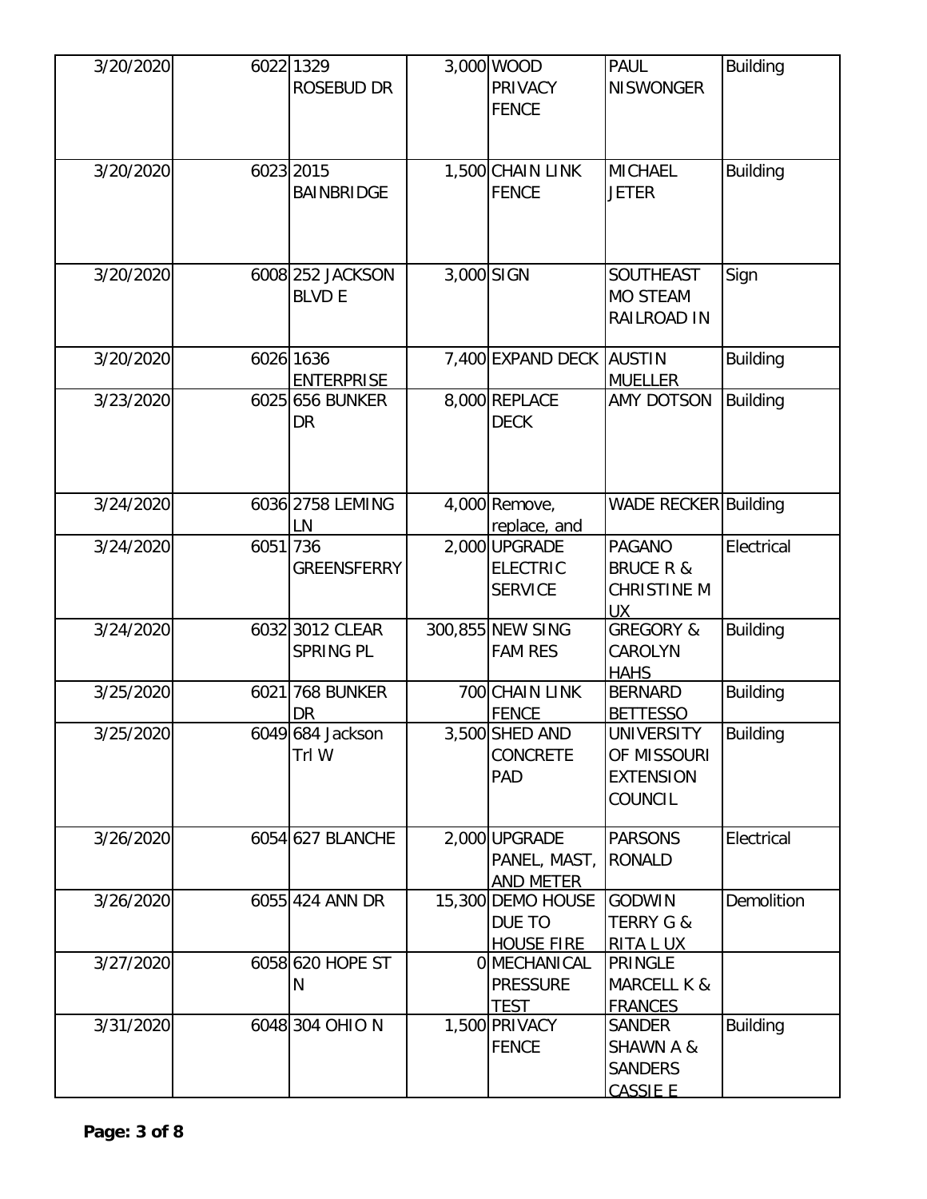| | | | | | | |
|---|---|---|---|---|---|---|
| 3/20/2020 | 6022 | 1329 ROSEBUD DR | 3,000 | WOOD PRIVACY FENCE | PAUL NISWONGER | Building |
| 3/20/2020 | 6023 | 2015 BAINBRIDGE | 1,500 | CHAIN LINK FENCE | MICHAEL JETER | Building |
| 3/20/2020 | 6008 | 252 JACKSON BLVD E | 3,000 | SIGN | SOUTHEAST MO STEAM RAILROAD IN | Sign |
| 3/20/2020 | 6026 | 1636 ENTERPRISE | 7,400 | EXPAND DECK | AUSTIN MUELLER | Building |
| 3/23/2020 | 6025 | 656 BUNKER DR | 8,000 | REPLACE DECK | AMY DOTSON | Building |
| 3/24/2020 | 6036 | 2758 LEMING LN | 4,000 | Remove, replace, and | WADE RECKER | Building |
| 3/24/2020 | 6051 | 736 GREENSFERRY | 2,000 | UPGRADE ELECTRIC SERVICE | PAGANO BRUCE R & CHRISTINE M UX | Electrical |
| 3/24/2020 | 6032 | 3012 CLEAR SPRING PL | 300,855 | NEW SING FAM RES | GREGORY & CAROLYN HAHS | Building |
| 3/25/2020 | 6021 | 768 BUNKER DR | 700 | CHAIN LINK FENCE | BERNARD BETTESSO | Building |
| 3/25/2020 | 6049 | 684 Jackson Trl W | 3,500 | SHED AND CONCRETE PAD | UNIVERSITY OF MISSOURI EXTENSION COUNCIL | Building |
| 3/26/2020 | 6054 | 627 BLANCHE | 2,000 | UPGRADE PANEL, MAST, AND METER | PARSONS RONALD | Electrical |
| 3/26/2020 | 6055 | 424 ANN DR | 15,300 | DEMO HOUSE DUE TO HOUSE FIRE | GODWIN TERRY G & RITA L UX | Demolition |
| 3/27/2020 | 6058 | 620 HOPE ST N | 0 | MECHANICAL PRESSURE TEST | PRINGLE MARCELL K & FRANCES | |
| 3/31/2020 | 6048 | 304 OHIO N | 1,500 | PRIVACY FENCE | SANDER SHAWN A & SANDERS CASSIE E | Building |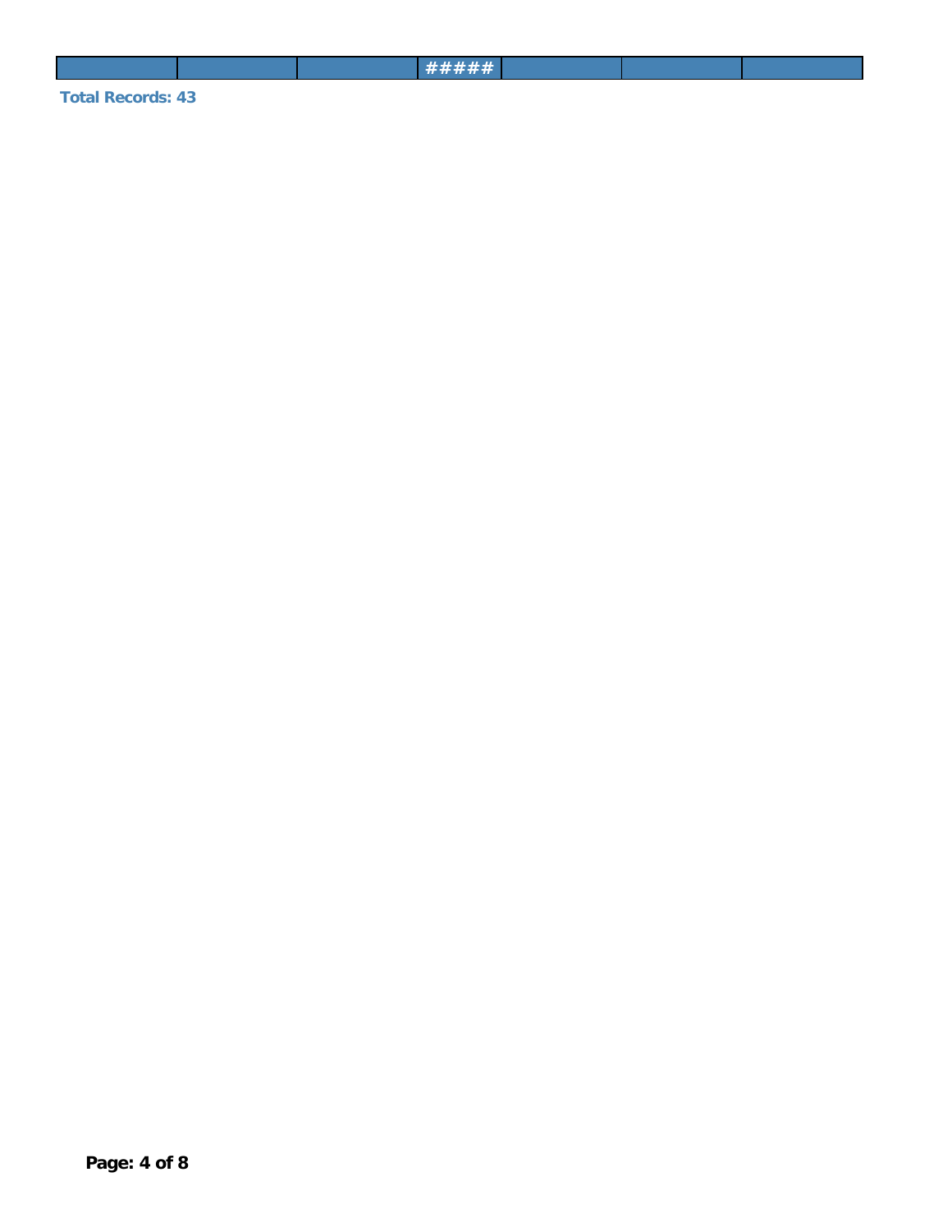|  |  |  | ##### |  |  |  |
|---|---|---|---|---|---|---|

**Total Records: 43**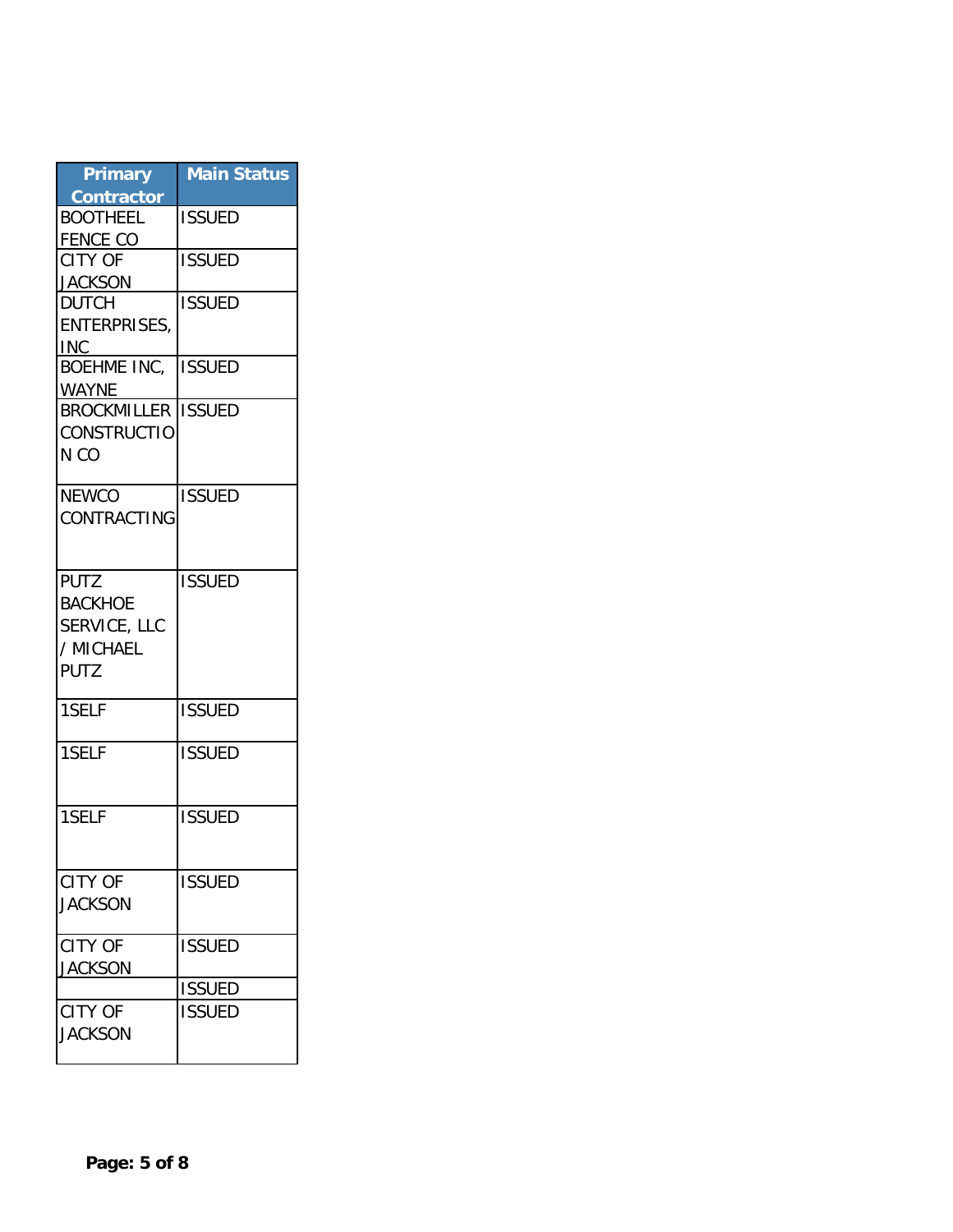| Primary Contractor | Main Status |
| --- | --- |
| BOOTHEEL FENCE CO | ISSUED |
| CITY OF JACKSON | ISSUED |
| DUTCH ENTERPRISES, INC | ISSUED |
| BOEHME INC, WAYNE | ISSUED |
| BROCKMILLER CONSTRUCTION CO | ISSUED |
| NEWCO CONTRACTING | ISSUED |
| PUTZ BACKHOE SERVICE, LLC / MICHAEL PUTZ | ISSUED |
| 1SELF | ISSUED |
| 1SELF | ISSUED |
| 1SELF | ISSUED |
| CITY OF JACKSON | ISSUED |
| CITY OF JACKSON | ISSUED |
| | ISSUED |
| CITY OF JACKSON | ISSUED |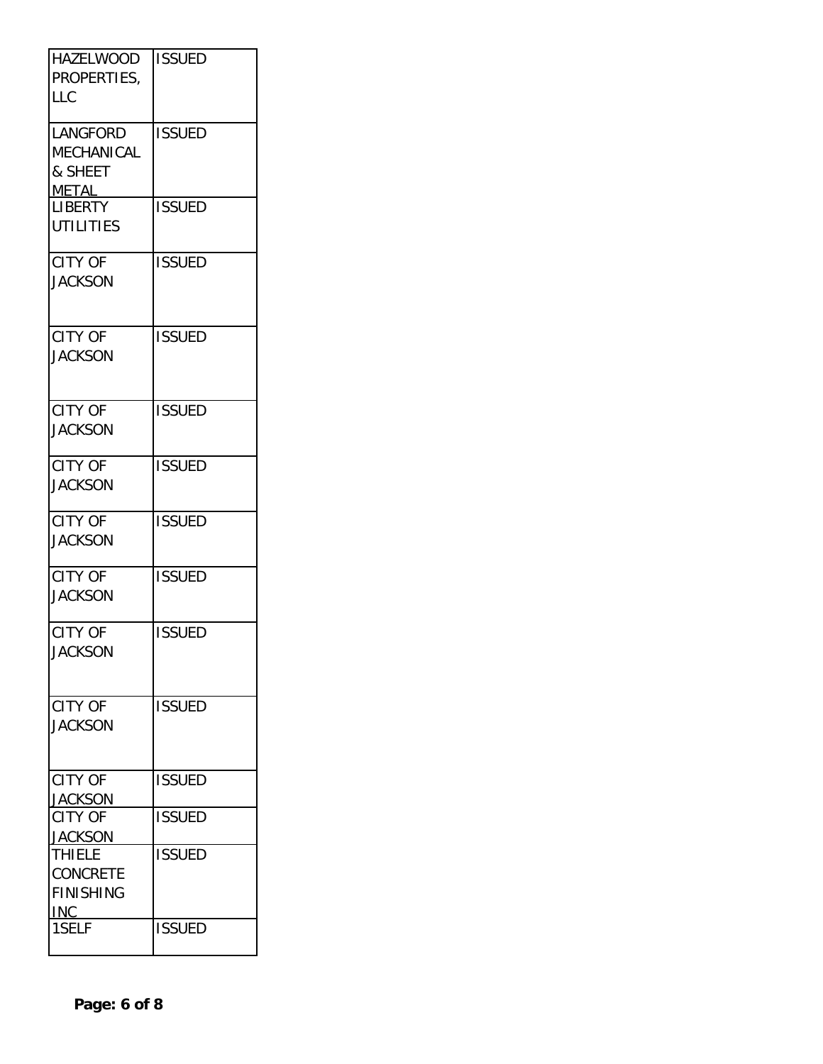| | |
|---|---|
| HAZELWOOD PROPERTIES, LLC | ISSUED |
| LANGFORD MECHANICAL & SHEET METAL | ISSUED |
| LIBERTY UTILITIES | ISSUED |
| CITY OF JACKSON | ISSUED |
| CITY OF JACKSON | ISSUED |
| CITY OF JACKSON | ISSUED |
| CITY OF JACKSON | ISSUED |
| CITY OF JACKSON | ISSUED |
| CITY OF JACKSON | ISSUED |
| CITY OF JACKSON | ISSUED |
| CITY OF JACKSON | ISSUED |
| CITY OF JACKSON | ISSUED |
| CITY OF JACKSON | ISSUED |
| THIELE CONCRETE FINISHING INC | ISSUED |
| 1SELF | ISSUED |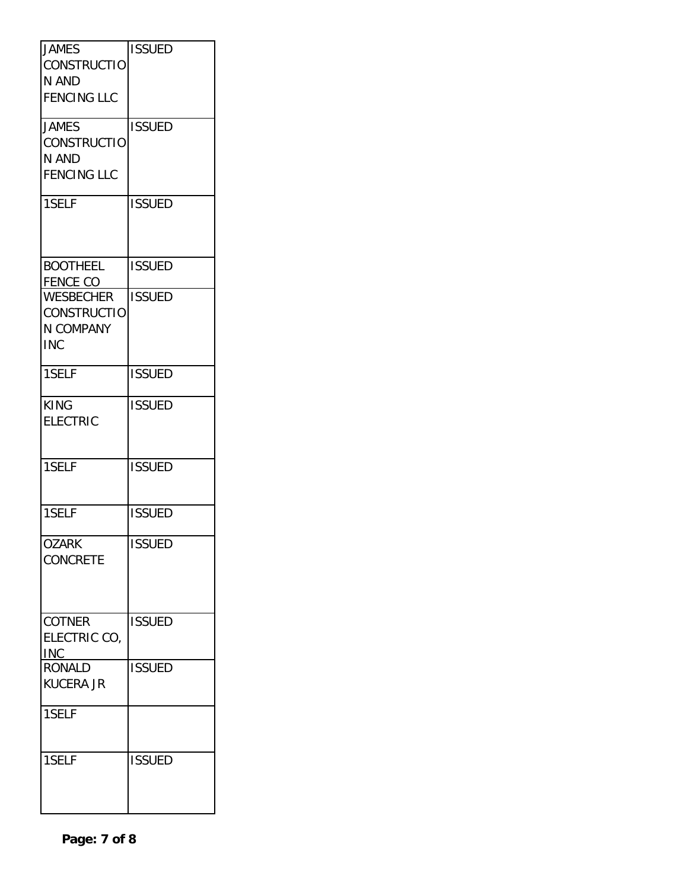| | |
|---|---|
| JAMES CONSTRUCTION AND FENCING LLC | ISSUED |
| JAMES CONSTRUCTION AND FENCING LLC | ISSUED |
| 1SELF | ISSUED |
| BOOTHEEL FENCE CO | ISSUED |
| WESBECHER CONSTRUCTION COMPANY INC | ISSUED |
| 1SELF | ISSUED |
| KING ELECTRIC | ISSUED |
| 1SELF | ISSUED |
| 1SELF | ISSUED |
| OZARK CONCRETE | ISSUED |
| COTNER ELECTRIC CO, INC | ISSUED |
| RONALD KUCERA JR | ISSUED |
| 1SELF | |
| 1SELF | ISSUED |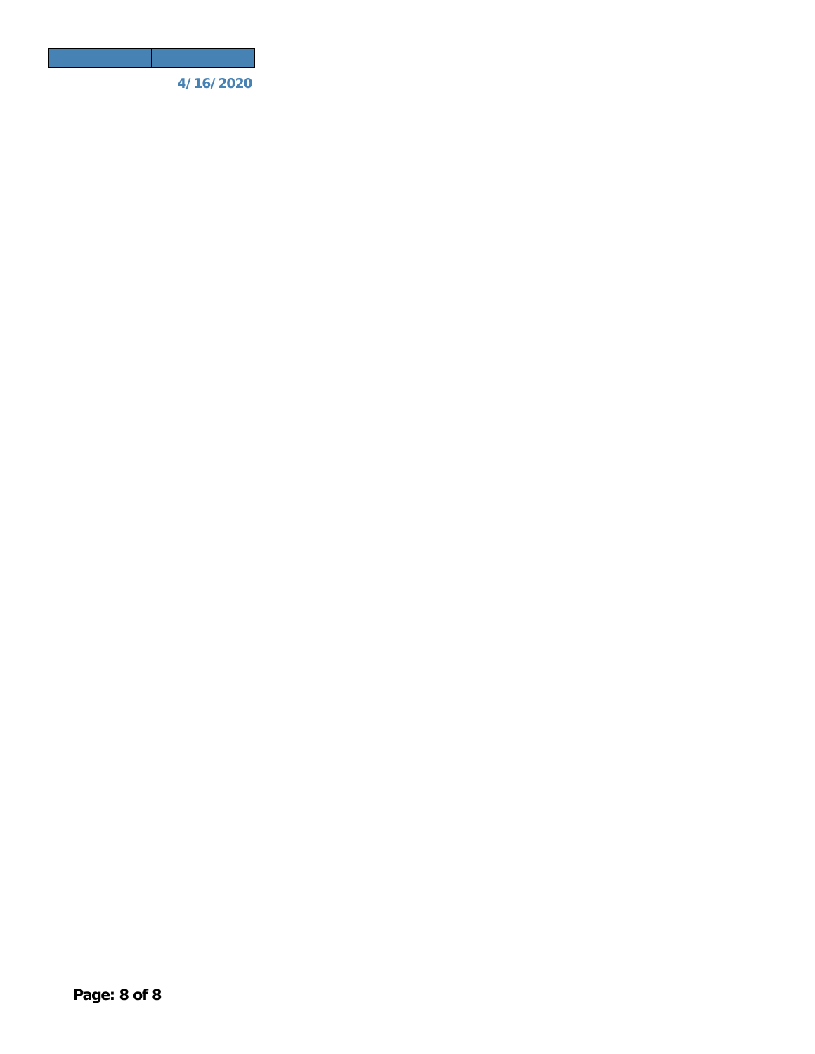| | |
|---|---|
| | |

**4/16/2020**